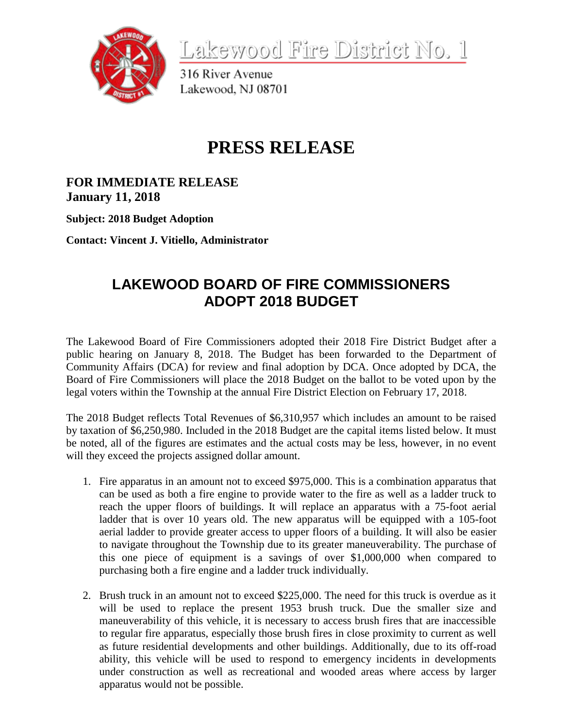Lakewood Fire District No. 1

316 River Avenue
Lakewood, NJ 08701

# PRESS RELEASE

**FOR IMMEDIATE RELEASE**
**January 11, 2018**

**Subject: 2018 Budget Adoption**

**Contact: Vincent J. Vitiello, Administrator**

## LAKEWOOD BOARD OF FIRE COMMISSIONERS ADOPT 2018 BUDGET

The Lakewood Board of Fire Commissioners adopted their 2018 Fire District Budget after a public hearing on January 8, 2018. The Budget has been forwarded to the Department of Community Affairs (DCA) for review and final adoption by DCA. Once adopted by DCA, the Board of Fire Commissioners will place the 2018 Budget on the ballot to be voted upon by the legal voters within the Township at the annual Fire District Election on February 17, 2018.

The 2018 Budget reflects Total Revenues of $6,310,957 which includes an amount to be raised by taxation of $6,250,980. Included in the 2018 Budget are the capital items listed below. It must be noted, all of the figures are estimates and the actual costs may be less, however, in no event will they exceed the projects assigned dollar amount.

1. Fire apparatus in an amount not to exceed $975,000. This is a combination apparatus that can be used as both a fire engine to provide water to the fire as well as a ladder truck to reach the upper floors of buildings. It will replace an apparatus with a 75-foot aerial ladder that is over 10 years old. The new apparatus will be equipped with a 105-foot aerial ladder to provide greater access to upper floors of a building. It will also be easier to navigate throughout the Township due to its greater maneuverability. The purchase of this one piece of equipment is a savings of over $1,000,000 when compared to purchasing both a fire engine and a ladder truck individually.

2. Brush truck in an amount not to exceed $225,000. The need for this truck is overdue as it will be used to replace the present 1953 brush truck. Due the smaller size and maneuverability of this vehicle, it is necessary to access brush fires that are inaccessible to regular fire apparatus, especially those brush fires in close proximity to current as well as future residential developments and other buildings. Additionally, due to its off-road ability, this vehicle will be used to respond to emergency incidents in developments under construction as well as recreational and wooded areas where access by larger apparatus would not be possible.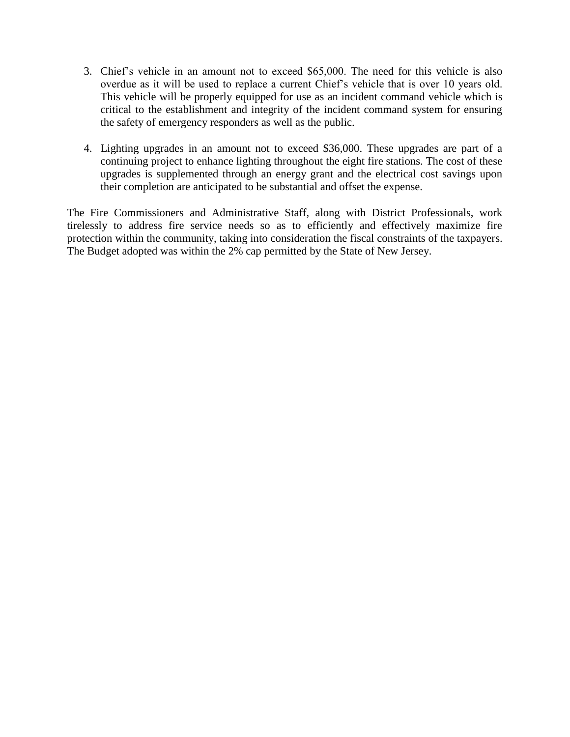3. Chief's vehicle in an amount not to exceed $65,000. The need for this vehicle is also overdue as it will be used to replace a current Chief's vehicle that is over 10 years old. This vehicle will be properly equipped for use as an incident command vehicle which is critical to the establishment and integrity of the incident command system for ensuring the safety of emergency responders as well as the public.

4. Lighting upgrades in an amount not to exceed $36,000. These upgrades are part of a continuing project to enhance lighting throughout the eight fire stations. The cost of these upgrades is supplemented through an energy grant and the electrical cost savings upon their completion are anticipated to be substantial and offset the expense.

The Fire Commissioners and Administrative Staff, along with District Professionals, work tirelessly to address fire service needs so as to efficiently and effectively maximize fire protection within the community, taking into consideration the fiscal constraints of the taxpayers. The Budget adopted was within the 2% cap permitted by the State of New Jersey.